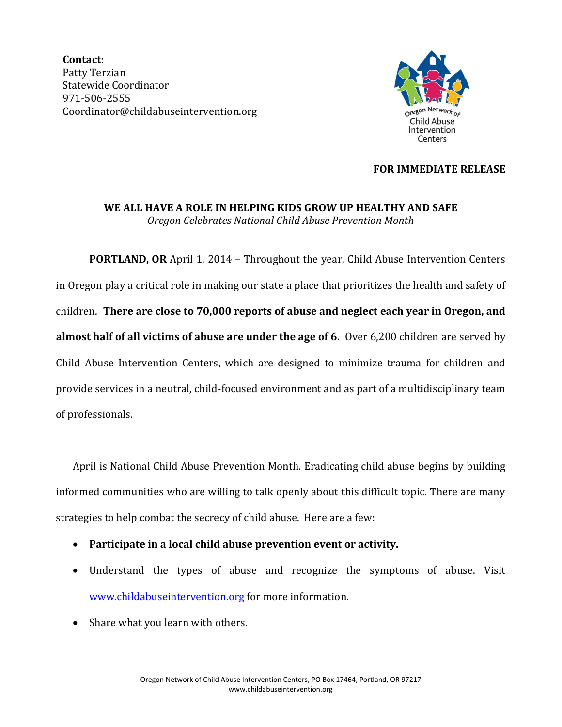**Contact**:
Patty Terzian
Statewide Coordinator
971-506-2555
Coordinator@childabuseintervention.org

Oregon Network of Child Abuse Intervention Centers

**FOR IMMEDIATE RELEASE**

**WE ALL HAVE A ROLE IN HELPING KIDS GROW UP HEALTHY AND SAFE**
*Oregon Celebrates National Child Abuse Prevention Month*

**PORTLAND, OR** April 1, 2014 – Throughout the year, Child Abuse Intervention Centers in Oregon play a critical role in making our state a place that prioritizes the health and safety of children. **There are close to 70,000 reports of abuse and neglect each year in Oregon, and almost half of all victims of abuse are under the age of 6.** Over 6,200 children are served by Child Abuse Intervention Centers, which are designed to minimize trauma for children and provide services in a neutral, child-focused environment and as part of a multidisciplinary team of professionals.

April is National Child Abuse Prevention Month. Eradicating child abuse begins by building informed communities who are willing to talk openly about this difficult topic. There are many strategies to help combat the secrecy of child abuse. Here are a few:

- **Participate in a local child abuse prevention event or activity.**
- Understand the types of abuse and recognize the symptoms of abuse. Visit www.childabuseintervention.org for more information.
- Share what you learn with others.

Oregon Network of Child Abuse Intervention Centers, PO Box 17464, Portland, OR 97217
www.childabuseintervention.org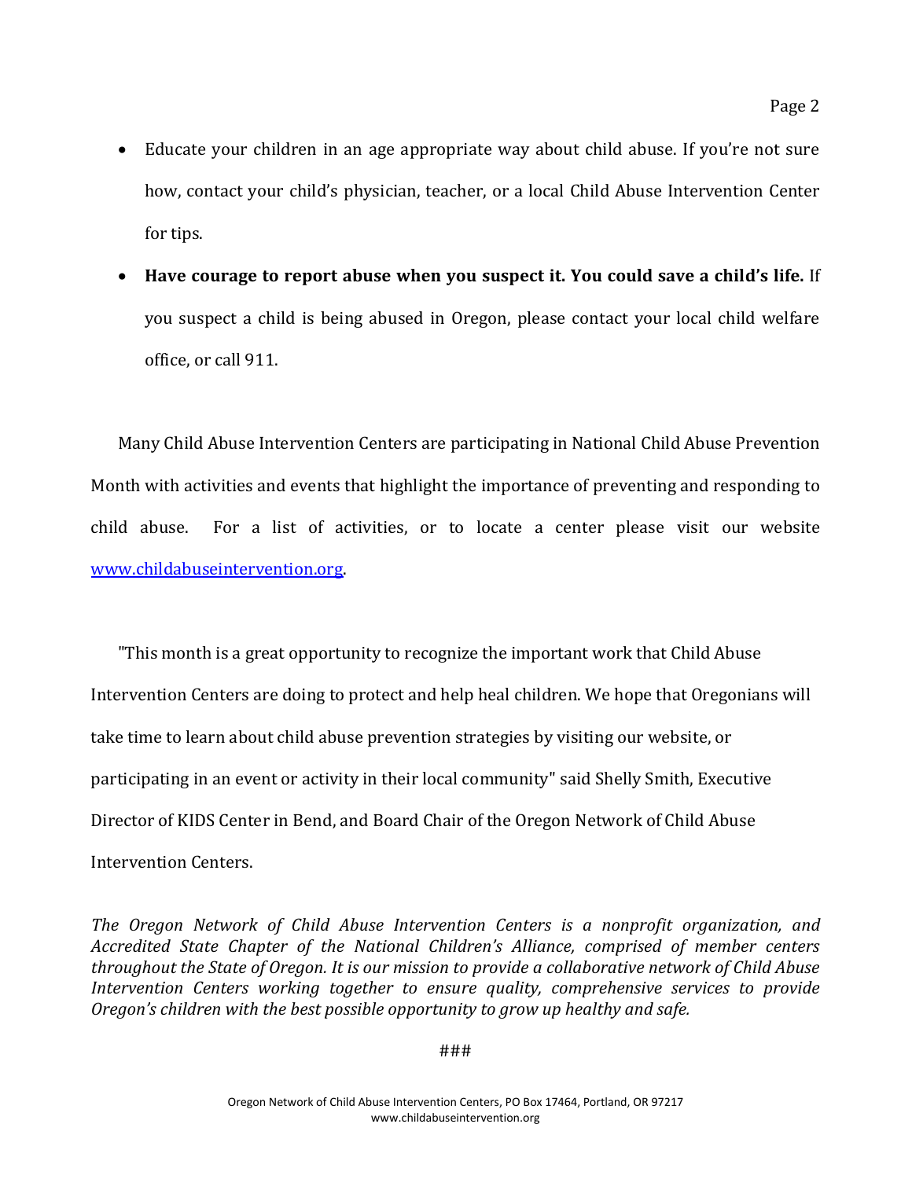- Educate your children in an age appropriate way about child abuse. If you're not sure how, contact your child's physician, teacher, or a local Child Abuse Intervention Center for tips.
- **Have courage to report abuse when you suspect it. You could save a child's life.** If you suspect a child is being abused in Oregon, please contact your local child welfare office, or call 911.

Many Child Abuse Intervention Centers are participating in National Child Abuse Prevention Month with activities and events that highlight the importance of preventing and responding to child abuse. For a list of activities, or to locate a center please visit our website [www.childabuseintervention.org](http://www.childabuseintervention.org).

"This month is a great opportunity to recognize the important work that Child Abuse Intervention Centers are doing to protect and help heal children. We hope that Oregonians will take time to learn about child abuse prevention strategies by visiting our website, or participating in an event or activity in their local community" said Shelly Smith, Executive Director of KIDS Center in Bend, and Board Chair of the Oregon Network of Child Abuse Intervention Centers.

*The Oregon Network of Child Abuse Intervention Centers is a nonprofit organization, and Accredited State Chapter of the National Children's Alliance, comprised of member centers throughout the State of Oregon. It is our mission to provide a collaborative network of Child Abuse Intervention Centers working together to ensure quality, comprehensive services to provide Oregon's children with the best possible opportunity to grow up healthy and safe.*

###

Oregon Network of Child Abuse Intervention Centers, PO Box 17464, Portland, OR 97217
www.childabuseintervention.org